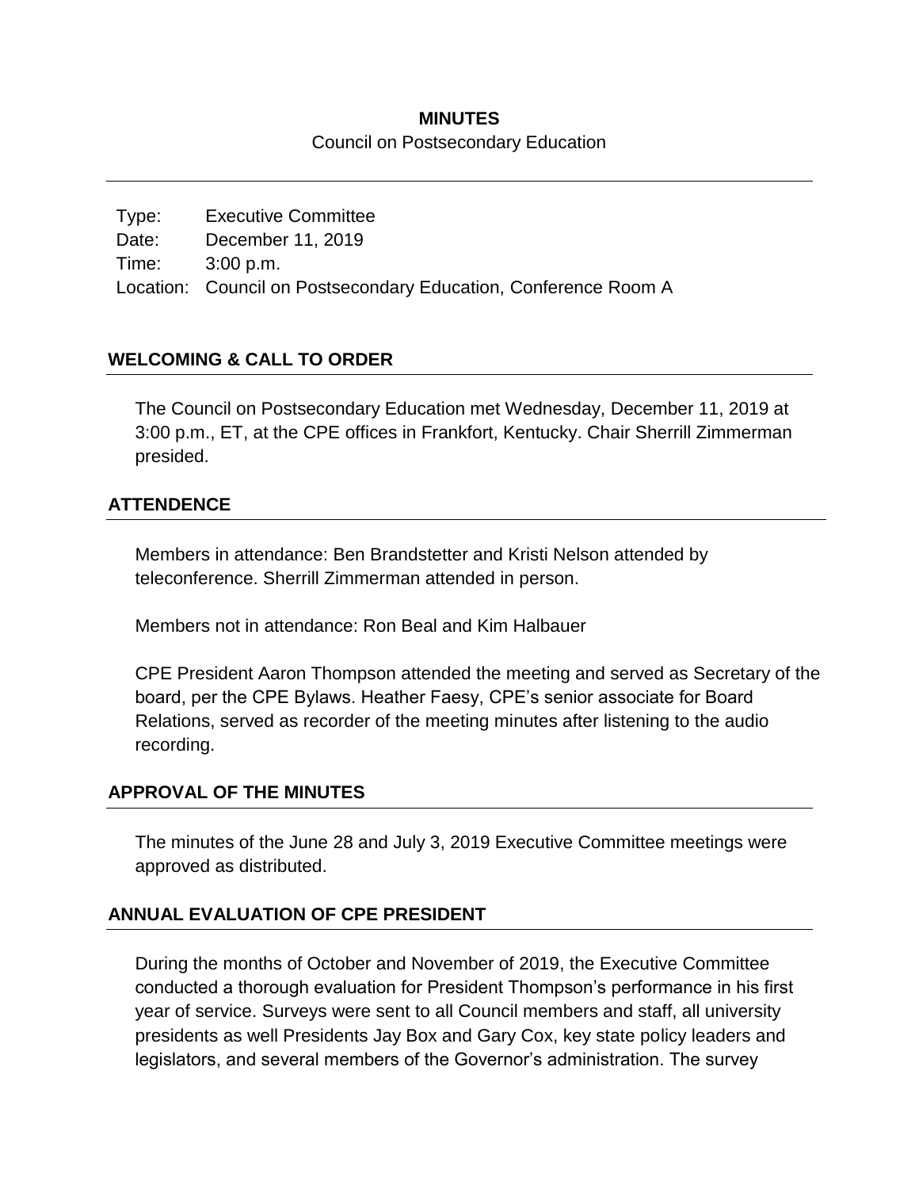# MINUTES

Council on Postsecondary Education

---

Type: Executive Committee
Date: December 11, 2019
Time: 3:00 p.m.
Location: Council on Postsecondary Education, Conference Room A

## WELCOMING & CALL TO ORDER

The Council on Postsecondary Education met Wednesday, December 11, 2019 at 3:00 p.m., ET, at the CPE offices in Frankfort, Kentucky. Chair Sherrill Zimmerman presided.

## ATTENDENCE

Members in attendance: Ben Brandstetter and Kristi Nelson attended by teleconference. Sherrill Zimmerman attended in person.

Members not in attendance: Ron Beal and Kim Halbauer

CPE President Aaron Thompson attended the meeting and served as Secretary of the board, per the CPE Bylaws. Heather Faesy, CPE's senior associate for Board Relations, served as recorder of the meeting minutes after listening to the audio recording.

## APPROVAL OF THE MINUTES

The minutes of the June 28 and July 3, 2019 Executive Committee meetings were approved as distributed.

## ANNUAL EVALUATION OF CPE PRESIDENT

During the months of October and November of 2019, the Executive Committee conducted a thorough evaluation for President Thompson's performance in his first year of service. Surveys were sent to all Council members and staff, all university presidents as well Presidents Jay Box and Gary Cox, key state policy leaders and legislators, and several members of the Governor's administration. The survey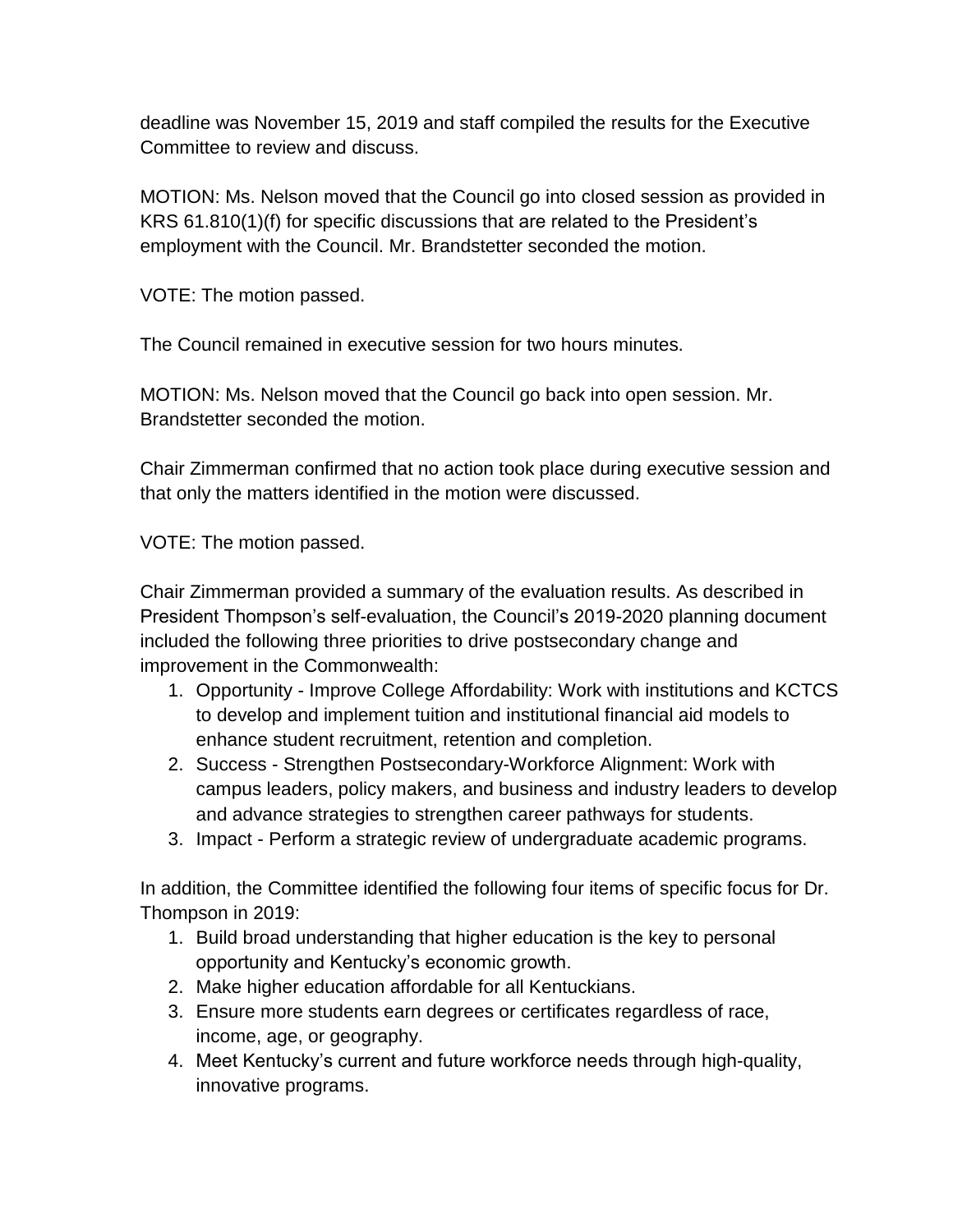deadline was November 15, 2019 and staff compiled the results for the Executive Committee to review and discuss.

MOTION: Ms. Nelson moved that the Council go into closed session as provided in KRS 61.810(1)(f) for specific discussions that are related to the President's employment with the Council. Mr. Brandstetter seconded the motion.

VOTE: The motion passed.

The Council remained in executive session for two hours minutes.

MOTION: Ms. Nelson moved that the Council go back into open session. Mr. Brandstetter seconded the motion.

Chair Zimmerman confirmed that no action took place during executive session and that only the matters identified in the motion were discussed.

VOTE: The motion passed.

Chair Zimmerman provided a summary of the evaluation results. As described in President Thompson's self-evaluation, the Council's 2019-2020 planning document included the following three priorities to drive postsecondary change and improvement in the Commonwealth:

1. Opportunity - Improve College Affordability: Work with institutions and KCTCS to develop and implement tuition and institutional financial aid models to enhance student recruitment, retention and completion.
2. Success - Strengthen Postsecondary-Workforce Alignment: Work with campus leaders, policy makers, and business and industry leaders to develop and advance strategies to strengthen career pathways for students.
3. Impact - Perform a strategic review of undergraduate academic programs.

In addition, the Committee identified the following four items of specific focus for Dr. Thompson in 2019:

1. Build broad understanding that higher education is the key to personal opportunity and Kentucky's economic growth.
2. Make higher education affordable for all Kentuckians.
3. Ensure more students earn degrees or certificates regardless of race, income, age, or geography.
4. Meet Kentucky's current and future workforce needs through high-quality, innovative programs.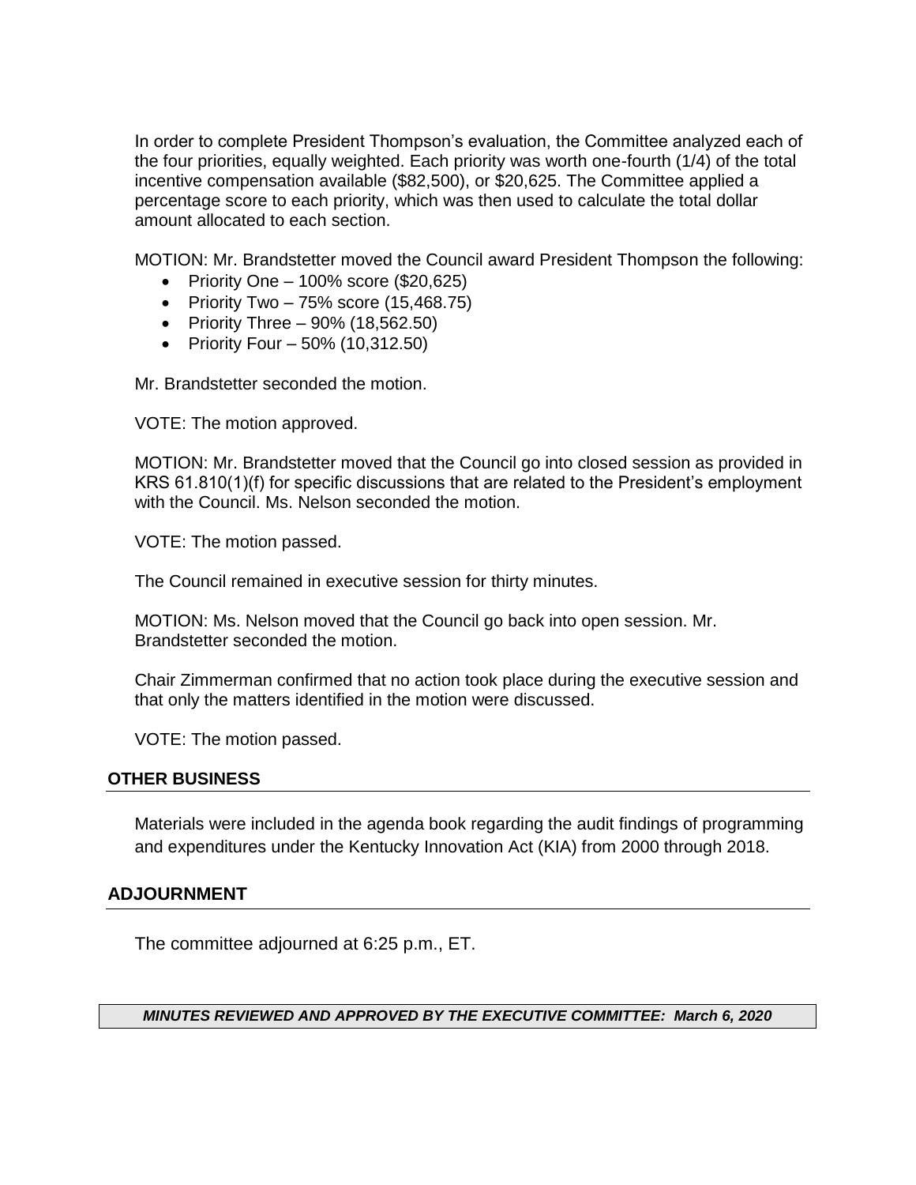In order to complete President Thompson's evaluation, the Committee analyzed each of the four priorities, equally weighted. Each priority was worth one-fourth (1/4) of the total incentive compensation available ($82,500), or $20,625. The Committee applied a percentage score to each priority, which was then used to calculate the total dollar amount allocated to each section.

MOTION: Mr. Brandstetter moved the Council award President Thompson the following:

- Priority One – 100% score ($20,625)
- Priority Two – 75% score (15,468.75)
- Priority Three – 90% (18,562.50)
- Priority Four – 50% (10,312.50)

Mr. Brandstetter seconded the motion.

VOTE: The motion approved.

MOTION: Mr. Brandstetter moved that the Council go into closed session as provided in KRS 61.810(1)(f) for specific discussions that are related to the President's employment with the Council. Ms. Nelson seconded the motion.

VOTE: The motion passed.

The Council remained in executive session for thirty minutes.

MOTION: Ms. Nelson moved that the Council go back into open session. Mr. Brandstetter seconded the motion.

Chair Zimmerman confirmed that no action took place during the executive session and that only the matters identified in the motion were discussed.

VOTE: The motion passed.

## OTHER BUSINESS

Materials were included in the agenda book regarding the audit findings of programming and expenditures under the Kentucky Innovation Act (KIA) from 2000 through 2018.

## ADJOURNMENT

The committee adjourned at 6:25 p.m., ET.

***MINUTES REVIEWED AND APPROVED BY THE EXECUTIVE COMMITTEE: March 6, 2020***